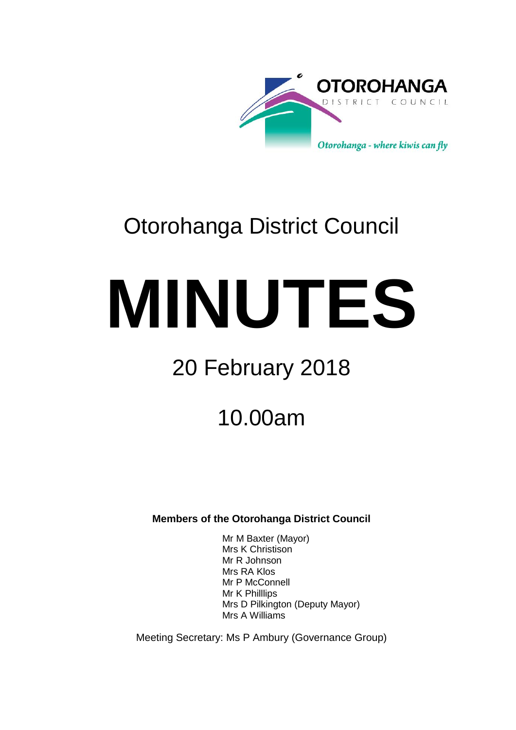OTOROHANGA
DISTRICT COUNCIL

*Otorohanga - where kiwis can fly*

# Otorohanga District Council

# MINUTES

## 20 February 2018

## 10.00am

**Members of the Otorohanga District Council**

Mr M Baxter (Mayor)
Mrs K Christison
Mr R Johnson
Mrs RA Klos
Mr P McConnell
Mr K Philllips
Mrs D Pilkington (Deputy Mayor)
Mrs A Williams

Meeting Secretary: Ms P Ambury (Governance Group)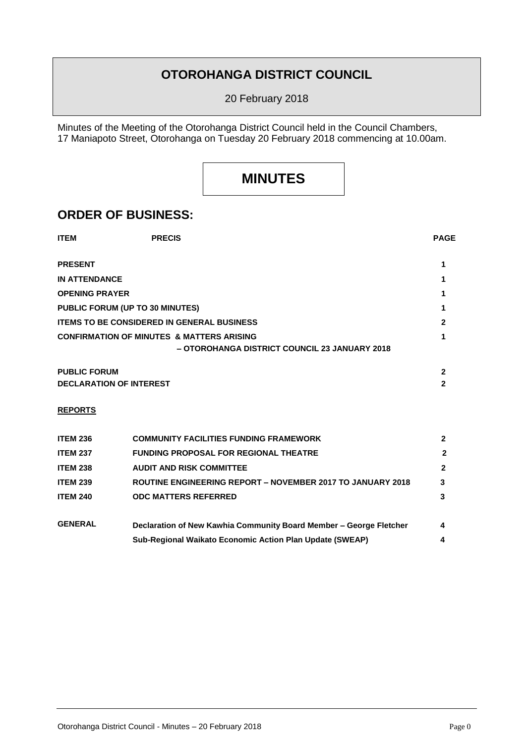# OTOROHANGA DISTRICT COUNCIL

20 February 2018

Minutes of the Meeting of the Otorohanga District Council held in the Council Chambers, 17 Maniapoto Street, Otorohanga on Tuesday 20 February 2018 commencing at 10.00am.

# MINUTES

## ORDER OF BUSINESS:

| ITEM | PRECIS | PAGE |
|---|---|---|
| **PRESENT** | | **1** |
| **IN ATTENDANCE** | | **1** |
| **OPENING PRAYER** | | **1** |
| **PUBLIC FORUM (UP TO 30 MINUTES)** | | **1** |
| **ITEMS TO BE CONSIDERED IN GENERAL BUSINESS** | | **2** |
| **CONFIRMATION OF MINUTES & MATTERS ARISING** | **– OTOROHANGA DISTRICT COUNCIL 23 JANUARY 2018** | **1** |
| **PUBLIC FORUM** | | **2** |
| **DECLARATION OF INTEREST** | | **2** |
| **REPORTS** | | |
| **ITEM 236** | **COMMUNITY FACILITIES FUNDING FRAMEWORK** | **2** |
| **ITEM 237** | **FUNDING PROPOSAL FOR REGIONAL THEATRE** | **2** |
| **ITEM 238** | **AUDIT AND RISK COMMITTEE** | **2** |
| **ITEM 239** | **ROUTINE ENGINEERING REPORT – NOVEMBER 2017 TO JANUARY 2018** | **3** |
| **ITEM 240** | **ODC MATTERS REFERRED** | **3** |
| **GENERAL** | **Declaration of New Kawhia Community Board Member – George Fletcher** | **4** |
| | **Sub-Regional Waikato Economic Action Plan Update (SWEAP)** | **4** |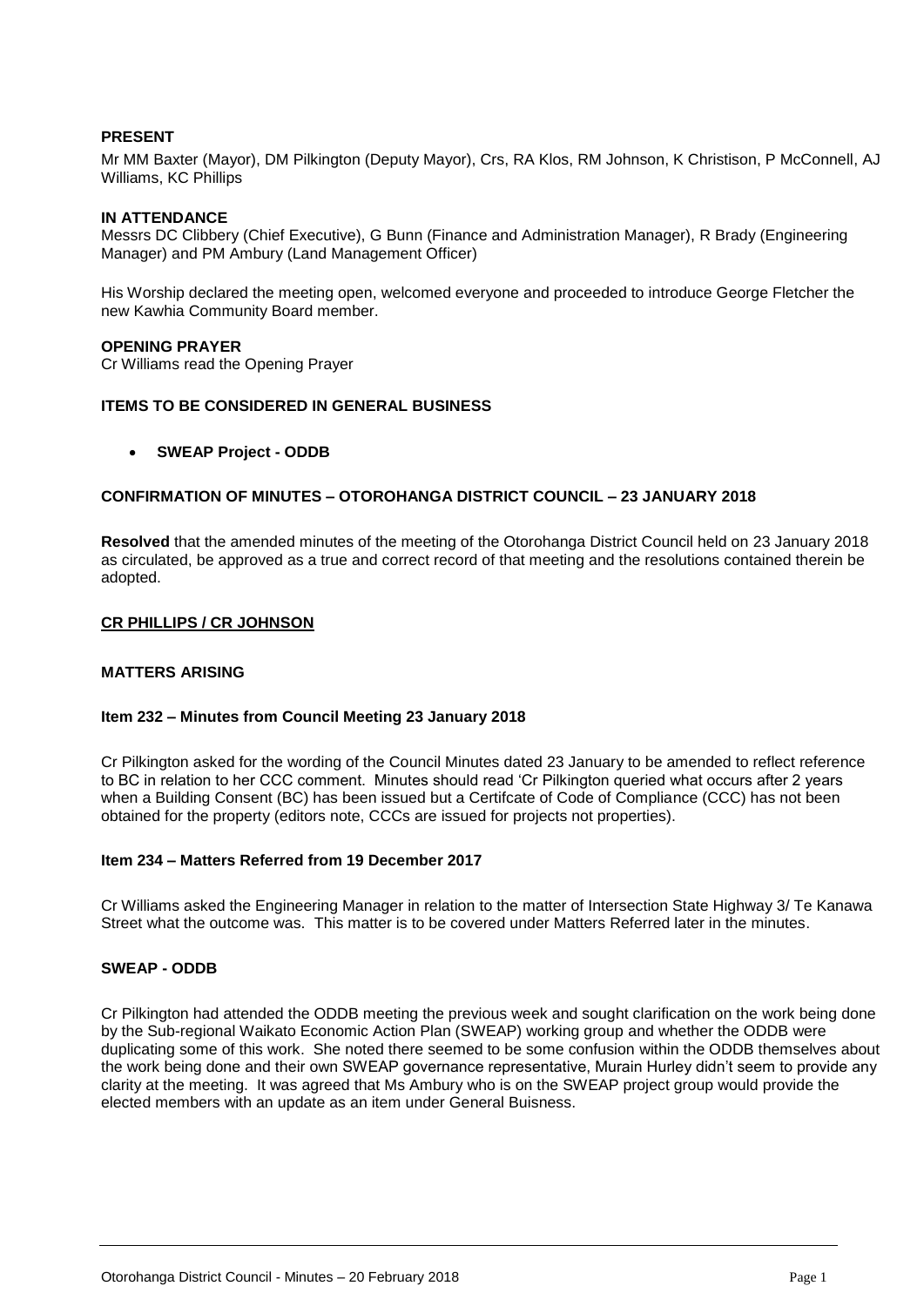**PRESENT**

Mr MM Baxter (Mayor), DM Pilkington (Deputy Mayor), Crs, RA Klos, RM Johnson, K Christison, P McConnell, AJ Williams, KC Phillips

**IN ATTENDANCE**

Messrs DC Clibbery (Chief Executive), G Bunn (Finance and Administration Manager), R Brady (Engineering Manager) and PM Ambury (Land Management Officer)

His Worship declared the meeting open, welcomed everyone and proceeded to introduce George Fletcher the new Kawhia Community Board member.

**OPENING PRAYER**

Cr Williams read the Opening Prayer

**ITEMS TO BE CONSIDERED IN GENERAL BUSINESS**

- **SWEAP Project - ODDB**

**CONFIRMATION OF MINUTES – OTOROHANGA DISTRICT COUNCIL – 23 JANUARY 2018**

**Resolved** that the amended minutes of the meeting of the Otorohanga District Council held on 23 January 2018 as circulated, be approved as a true and correct record of that meeting and the resolutions contained therein be adopted.

**CR PHILLIPS / CR JOHNSON**

**MATTERS ARISING**

**Item 232 – Minutes from Council Meeting 23 January 2018**

Cr Pilkington asked for the wording of the Council Minutes dated 23 January to be amended to reflect reference to BC in relation to her CCC comment. Minutes should read 'Cr Pilkington queried what occurs after 2 years when a Building Consent (BC) has been issued but a Certifcate of Code of Compliance (CCC) has not been obtained for the property (editors note, CCCs are issued for projects not properties).

**Item 234 – Matters Referred from 19 December 2017**

Cr Williams asked the Engineering Manager in relation to the matter of Intersection State Highway 3/ Te Kanawa Street what the outcome was. This matter is to be covered under Matters Referred later in the minutes.

**SWEAP - ODDB**

Cr Pilkington had attended the ODDB meeting the previous week and sought clarification on the work being done by the Sub-regional Waikato Economic Action Plan (SWEAP) working group and whether the ODDB were duplicating some of this work. She noted there seemed to be some confusion within the ODDB themselves about the work being done and their own SWEAP governance representative, Murain Hurley didn't seem to provide any clarity at the meeting. It was agreed that Ms Ambury who is on the SWEAP project group would provide the elected members with an update as an item under General Buisness.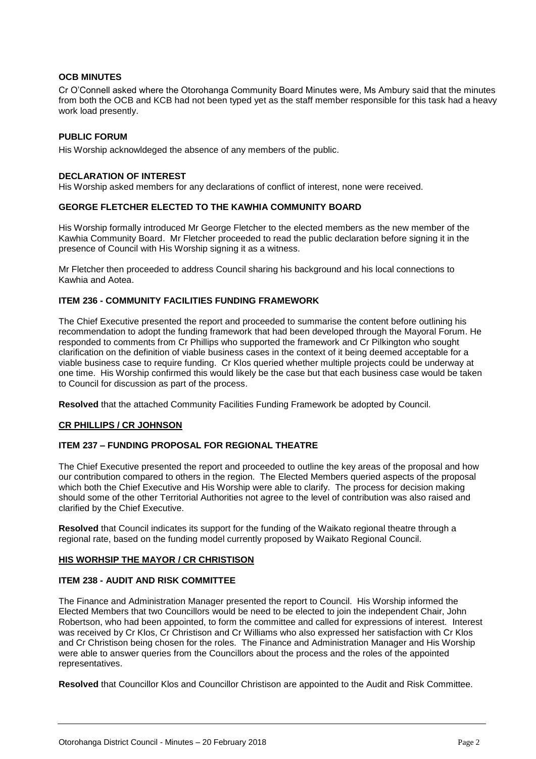**OCB MINUTES**

Cr O'Connell asked where the Otorohanga Community Board Minutes were, Ms Ambury said that the minutes from both the OCB and KCB had not been typed yet as the staff member responsible for this task had a heavy work load presently.

**PUBLIC FORUM**

His Worship acknowldeged the absence of any members of the public.

**DECLARATION OF INTEREST**

His Worship asked members for any declarations of conflict of interest, none were received.

**GEORGE FLETCHER ELECTED TO THE KAWHIA COMMUNITY BOARD**

His Worship formally introduced Mr George Fletcher to the elected members as the new member of the Kawhia Community Board. Mr Fletcher proceeded to read the public declaration before signing it in the presence of Council with His Worship signing it as a witness.

Mr Fletcher then proceeded to address Council sharing his background and his local connections to Kawhia and Aotea.

**ITEM 236 - COMMUNITY FACILITIES FUNDING FRAMEWORK**

The Chief Executive presented the report and proceeded to summarise the content before outlining his recommendation to adopt the funding framework that had been developed through the Mayoral Forum. He responded to comments from Cr Phillips who supported the framework and Cr Pilkington who sought clarification on the definition of viable business cases in the context of it being deemed acceptable for a viable business case to require funding. Cr Klos queried whether multiple projects could be underway at one time. His Worship confirmed this would likely be the case but that each business case would be taken to Council for discussion as part of the process.

**Resolved** that the attached Community Facilities Funding Framework be adopted by Council.

**CR PHILLIPS / CR JOHNSON**

**ITEM 237 – FUNDING PROPOSAL FOR REGIONAL THEATRE**

The Chief Executive presented the report and proceeded to outline the key areas of the proposal and how our contribution compared to others in the region. The Elected Members queried aspects of the proposal which both the Chief Executive and His Worship were able to clarify. The process for decision making should some of the other Territorial Authorities not agree to the level of contribution was also raised and clarified by the Chief Executive.

**Resolved** that Council indicates its support for the funding of the Waikato regional theatre through a regional rate, based on the funding model currently proposed by Waikato Regional Council.

**HIS WORHSIP THE MAYOR / CR CHRISTISON**

**ITEM 238 - AUDIT AND RISK COMMITTEE**

The Finance and Administration Manager presented the report to Council. His Worship informed the Elected Members that two Councillors would be need to be elected to join the independent Chair, John Robertson, who had been appointed, to form the committee and called for expressions of interest. Interest was received by Cr Klos, Cr Christison and Cr Williams who also expressed her satisfaction with Cr Klos and Cr Christison being chosen for the roles. The Finance and Administration Manager and His Worship were able to answer queries from the Councillors about the process and the roles of the appointed representatives.

**Resolved** that Councillor Klos and Councillor Christison are appointed to the Audit and Risk Committee.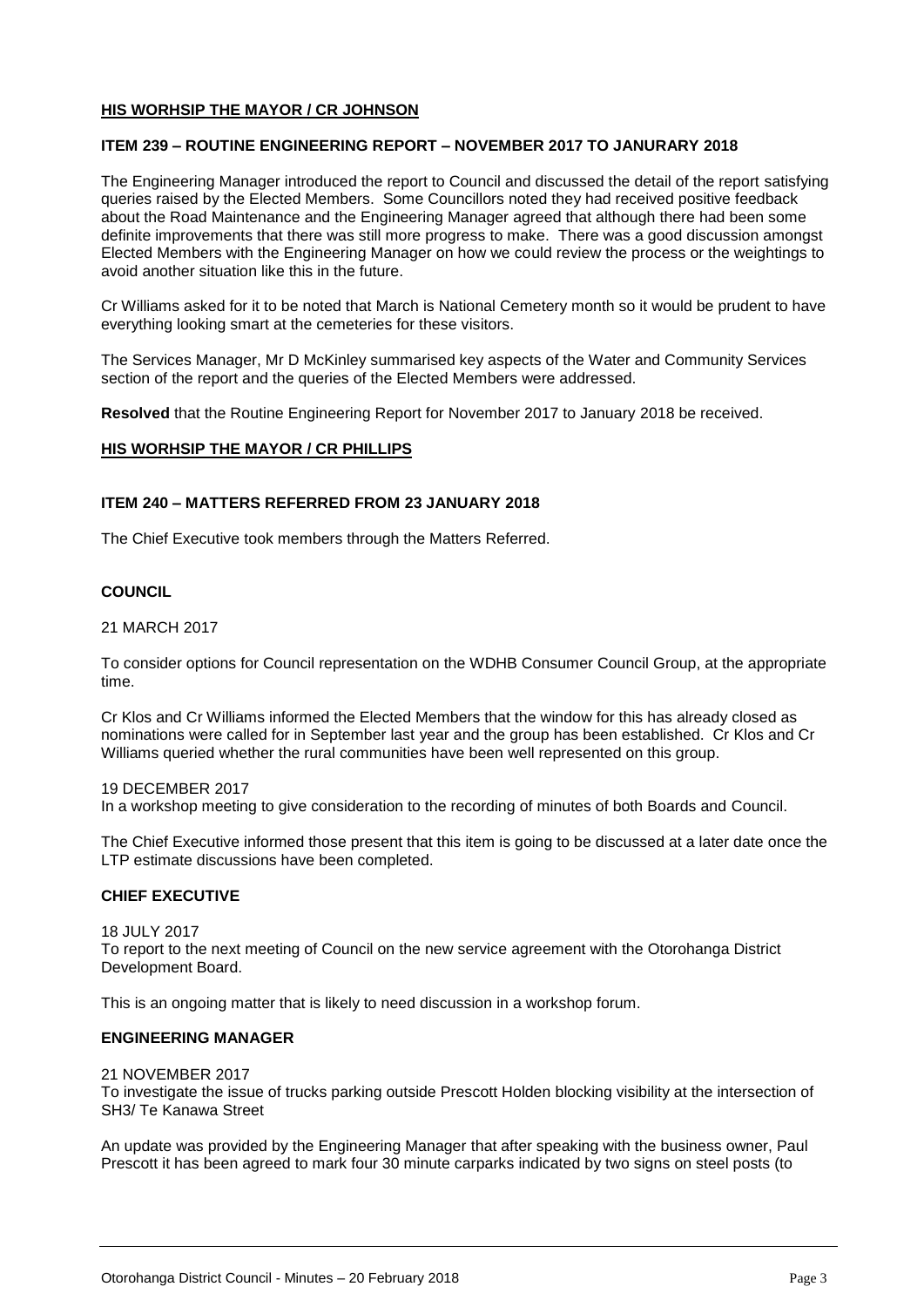**HIS WORHSIP THE MAYOR / CR JOHNSON**

**ITEM 239 – ROUTINE ENGINEERING REPORT – NOVEMBER 2017 TO JANURARY 2018**

The Engineering Manager introduced the report to Council and discussed the detail of the report satisfying queries raised by the Elected Members. Some Councillors noted they had received positive feedback about the Road Maintenance and the Engineering Manager agreed that although there had been some definite improvements that there was still more progress to make. There was a good discussion amongst Elected Members with the Engineering Manager on how we could review the process or the weightings to avoid another situation like this in the future.

Cr Williams asked for it to be noted that March is National Cemetery month so it would be prudent to have everything looking smart at the cemeteries for these visitors.

The Services Manager, Mr D McKinley summarised key aspects of the Water and Community Services section of the report and the queries of the Elected Members were addressed.

**Resolved** that the Routine Engineering Report for November 2017 to January 2018 be received.

**HIS WORHSIP THE MAYOR / CR PHILLIPS**

**ITEM 240 – MATTERS REFERRED FROM 23 JANUARY 2018**

The Chief Executive took members through the Matters Referred.

**COUNCIL**

21 MARCH 2017

To consider options for Council representation on the WDHB Consumer Council Group, at the appropriate time.

Cr Klos and Cr Williams informed the Elected Members that the window for this has already closed as nominations were called for in September last year and the group has been established. Cr Klos and Cr Williams queried whether the rural communities have been well represented on this group.

19 DECEMBER 2017
In a workshop meeting to give consideration to the recording of minutes of both Boards and Council.

The Chief Executive informed those present that this item is going to be discussed at a later date once the LTP estimate discussions have been completed.

**CHIEF EXECUTIVE**

18 JULY 2017
To report to the next meeting of Council on the new service agreement with the Otorohanga District Development Board.

This is an ongoing matter that is likely to need discussion in a workshop forum.

**ENGINEERING MANAGER**

21 NOVEMBER 2017
To investigate the issue of trucks parking outside Prescott Holden blocking visibility at the intersection of SH3/ Te Kanawa Street

An update was provided by the Engineering Manager that after speaking with the business owner, Paul Prescott it has been agreed to mark four 30 minute carparks indicated by two signs on steel posts (to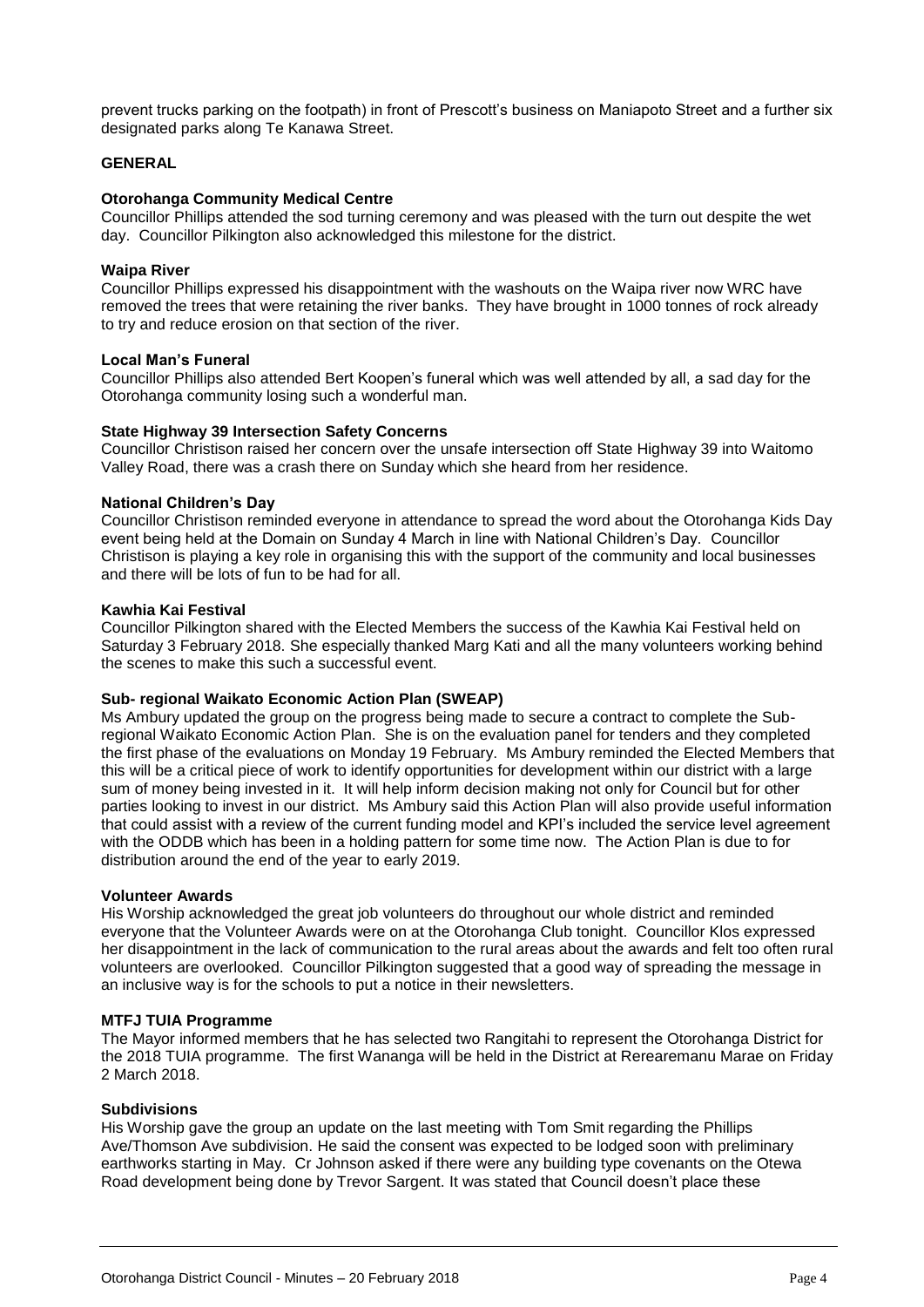prevent trucks parking on the footpath) in front of Prescott's business on Maniapoto Street and a further six designated parks along Te Kanawa Street.

**GENERAL**

**Otorohanga Community Medical Centre**

Councillor Phillips attended the sod turning ceremony and was pleased with the turn out despite the wet day. Councillor Pilkington also acknowledged this milestone for the district.

**Waipa River**

Councillor Phillips expressed his disappointment with the washouts on the Waipa river now WRC have removed the trees that were retaining the river banks. They have brought in 1000 tonnes of rock already to try and reduce erosion on that section of the river.

**Local Man's Funeral**

Councillor Phillips also attended Bert Koopen's funeral which was well attended by all, a sad day for the Otorohanga community losing such a wonderful man.

**State Highway 39 Intersection Safety Concerns**

Councillor Christison raised her concern over the unsafe intersection off State Highway 39 into Waitomo Valley Road, there was a crash there on Sunday which she heard from her residence.

**National Children's Day**

Councillor Christison reminded everyone in attendance to spread the word about the Otorohanga Kids Day event being held at the Domain on Sunday 4 March in line with National Children's Day. Councillor Christison is playing a key role in organising this with the support of the community and local businesses and there will be lots of fun to be had for all.

**Kawhia Kai Festival**

Councillor Pilkington shared with the Elected Members the success of the Kawhia Kai Festival held on Saturday 3 February 2018. She especially thanked Marg Kati and all the many volunteers working behind the scenes to make this such a successful event.

**Sub- regional Waikato Economic Action Plan (SWEAP)**

Ms Ambury updated the group on the progress being made to secure a contract to complete the Sub-regional Waikato Economic Action Plan. She is on the evaluation panel for tenders and they completed the first phase of the evaluations on Monday 19 February. Ms Ambury reminded the Elected Members that this will be a critical piece of work to identify opportunities for development within our district with a large sum of money being invested in it. It will help inform decision making not only for Council but for other parties looking to invest in our district. Ms Ambury said this Action Plan will also provide useful information that could assist with a review of the current funding model and KPI's included the service level agreement with the ODDB which has been in a holding pattern for some time now. The Action Plan is due to for distribution around the end of the year to early 2019.

**Volunteer Awards**

His Worship acknowledged the great job volunteers do throughout our whole district and reminded everyone that the Volunteer Awards were on at the Otorohanga Club tonight. Councillor Klos expressed her disappointment in the lack of communication to the rural areas about the awards and felt too often rural volunteers are overlooked. Councillor Pilkington suggested that a good way of spreading the message in an inclusive way is for the schools to put a notice in their newsletters.

**MTFJ TUIA Programme**

The Mayor informed members that he has selected two Rangitahi to represent the Otorohanga District for the 2018 TUIA programme. The first Wananga will be held in the District at Rerearemanu Marae on Friday 2 March 2018.

**Subdivisions**

His Worship gave the group an update on the last meeting with Tom Smit regarding the Phillips Ave/Thomson Ave subdivision. He said the consent was expected to be lodged soon with preliminary earthworks starting in May. Cr Johnson asked if there were any building type covenants on the Otewa Road development being done by Trevor Sargent. It was stated that Council doesn't place these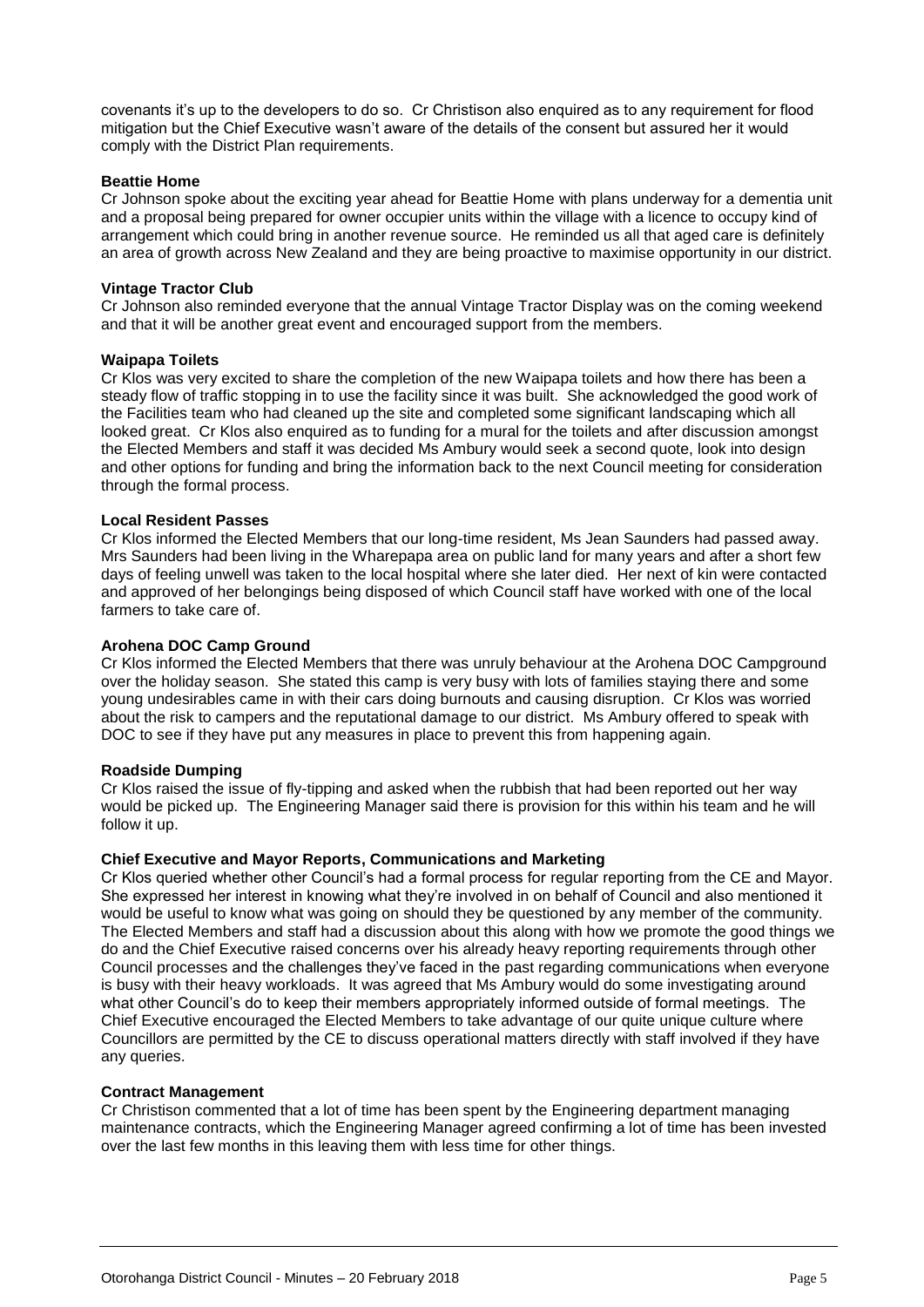covenants it's up to the developers to do so. Cr Christison also enquired as to any requirement for flood mitigation but the Chief Executive wasn't aware of the details of the consent but assured her it would comply with the District Plan requirements.

**Beattie Home**

Cr Johnson spoke about the exciting year ahead for Beattie Home with plans underway for a dementia unit and a proposal being prepared for owner occupier units within the village with a licence to occupy kind of arrangement which could bring in another revenue source. He reminded us all that aged care is definitely an area of growth across New Zealand and they are being proactive to maximise opportunity in our district.

**Vintage Tractor Club**

Cr Johnson also reminded everyone that the annual Vintage Tractor Display was on the coming weekend and that it will be another great event and encouraged support from the members.

**Waipapa Toilets**

Cr Klos was very excited to share the completion of the new Waipapa toilets and how there has been a steady flow of traffic stopping in to use the facility since it was built. She acknowledged the good work of the Facilities team who had cleaned up the site and completed some significant landscaping which all looked great. Cr Klos also enquired as to funding for a mural for the toilets and after discussion amongst the Elected Members and staff it was decided Ms Ambury would seek a second quote, look into design and other options for funding and bring the information back to the next Council meeting for consideration through the formal process.

**Local Resident Passes**

Cr Klos informed the Elected Members that our long-time resident, Ms Jean Saunders had passed away. Mrs Saunders had been living in the Wharepapa area on public land for many years and after a short few days of feeling unwell was taken to the local hospital where she later died. Her next of kin were contacted and approved of her belongings being disposed of which Council staff have worked with one of the local farmers to take care of.

**Arohena DOC Camp Ground**

Cr Klos informed the Elected Members that there was unruly behaviour at the Arohena DOC Campground over the holiday season. She stated this camp is very busy with lots of families staying there and some young undesirables came in with their cars doing burnouts and causing disruption. Cr Klos was worried about the risk to campers and the reputational damage to our district. Ms Ambury offered to speak with DOC to see if they have put any measures in place to prevent this from happening again.

**Roadside Dumping**

Cr Klos raised the issue of fly-tipping and asked when the rubbish that had been reported out her way would be picked up. The Engineering Manager said there is provision for this within his team and he will follow it up.

**Chief Executive and Mayor Reports, Communications and Marketing**

Cr Klos queried whether other Council's had a formal process for regular reporting from the CE and Mayor. She expressed her interest in knowing what they're involved in on behalf of Council and also mentioned it would be useful to know what was going on should they be questioned by any member of the community. The Elected Members and staff had a discussion about this along with how we promote the good things we do and the Chief Executive raised concerns over his already heavy reporting requirements through other Council processes and the challenges they've faced in the past regarding communications when everyone is busy with their heavy workloads. It was agreed that Ms Ambury would do some investigating around what other Council's do to keep their members appropriately informed outside of formal meetings. The Chief Executive encouraged the Elected Members to take advantage of our quite unique culture where Councillors are permitted by the CE to discuss operational matters directly with staff involved if they have any queries.

**Contract Management**

Cr Christison commented that a lot of time has been spent by the Engineering department managing maintenance contracts, which the Engineering Manager agreed confirming a lot of time has been invested over the last few months in this leaving them with less time for other things.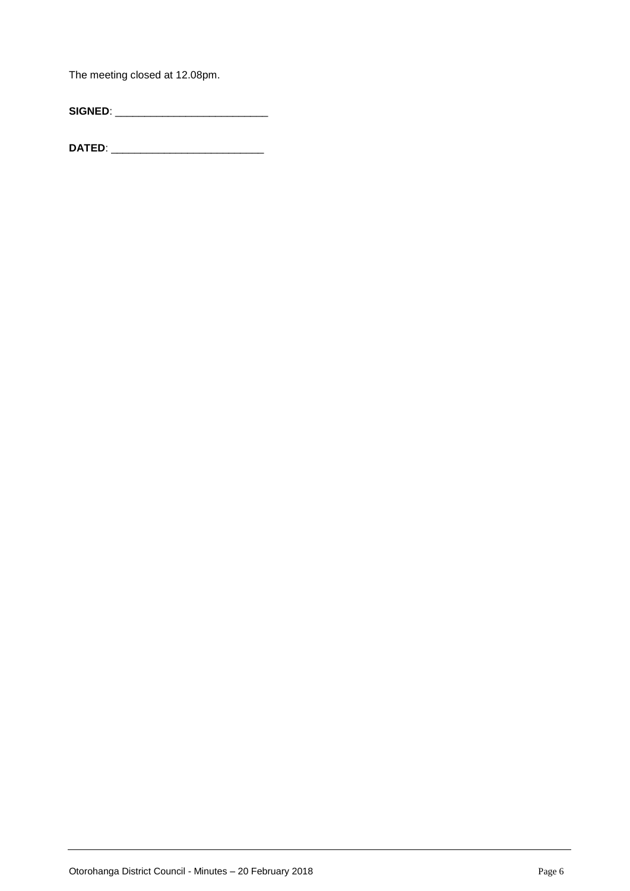The meeting closed at 12.08pm.

**SIGNED**: __________________________

**DATED**: __________________________